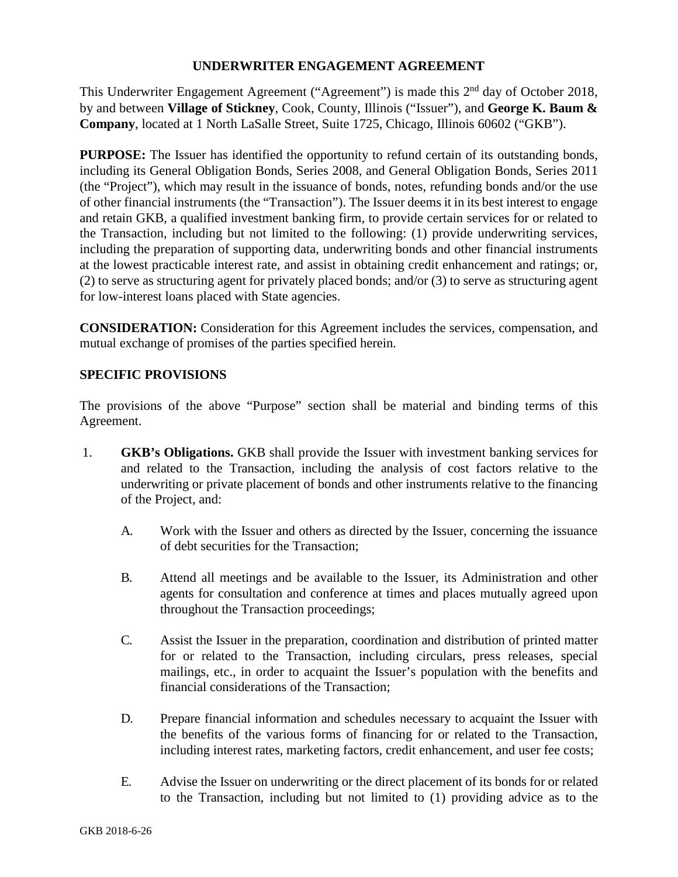# UNDERWRITER ENGAGEMENT AGREEMENT

This Underwriter Engagement Agreement ("Agreement") is made this 2nd day of October 2018, by and between **Village of Stickney**, Cook, County, Illinois ("Issuer"), and **George K. Baum & Company**, located at 1 North LaSalle Street, Suite 1725, Chicago, Illinois 60602 ("GKB").

**PURPOSE:** The Issuer has identified the opportunity to refund certain of its outstanding bonds, including its General Obligation Bonds, Series 2008, and General Obligation Bonds, Series 2011 (the "Project"), which may result in the issuance of bonds, notes, refunding bonds and/or the use of other financial instruments (the "Transaction"). The Issuer deems it in its best interest to engage and retain GKB, a qualified investment banking firm, to provide certain services for or related to the Transaction, including but not limited to the following: (1) provide underwriting services, including the preparation of supporting data, underwriting bonds and other financial instruments at the lowest practicable interest rate, and assist in obtaining credit enhancement and ratings; or, (2) to serve as structuring agent for privately placed bonds; and/or (3) to serve as structuring agent for low-interest loans placed with State agencies.

**CONSIDERATION:** Consideration for this Agreement includes the services, compensation, and mutual exchange of promises of the parties specified herein.

## SPECIFIC PROVISIONS

The provisions of the above "Purpose" section shall be material and binding terms of this Agreement.

1. **GKB's Obligations.** GKB shall provide the Issuer with investment banking services for and related to the Transaction, including the analysis of cost factors relative to the underwriting or private placement of bonds and other instruments relative to the financing of the Project, and:

   A. Work with the Issuer and others as directed by the Issuer, concerning the issuance of debt securities for the Transaction;

   B. Attend all meetings and be available to the Issuer, its Administration and other agents for consultation and conference at times and places mutually agreed upon throughout the Transaction proceedings;

   C. Assist the Issuer in the preparation, coordination and distribution of printed matter for or related to the Transaction, including circulars, press releases, special mailings, etc., in order to acquaint the Issuer's population with the benefits and financial considerations of the Transaction;

   D. Prepare financial information and schedules necessary to acquaint the Issuer with the benefits of the various forms of financing for or related to the Transaction, including interest rates, marketing factors, credit enhancement, and user fee costs;

   E. Advise the Issuer on underwriting or the direct placement of its bonds for or related to the Transaction, including but not limited to (1) providing advice as to the

GKB 2018-6-26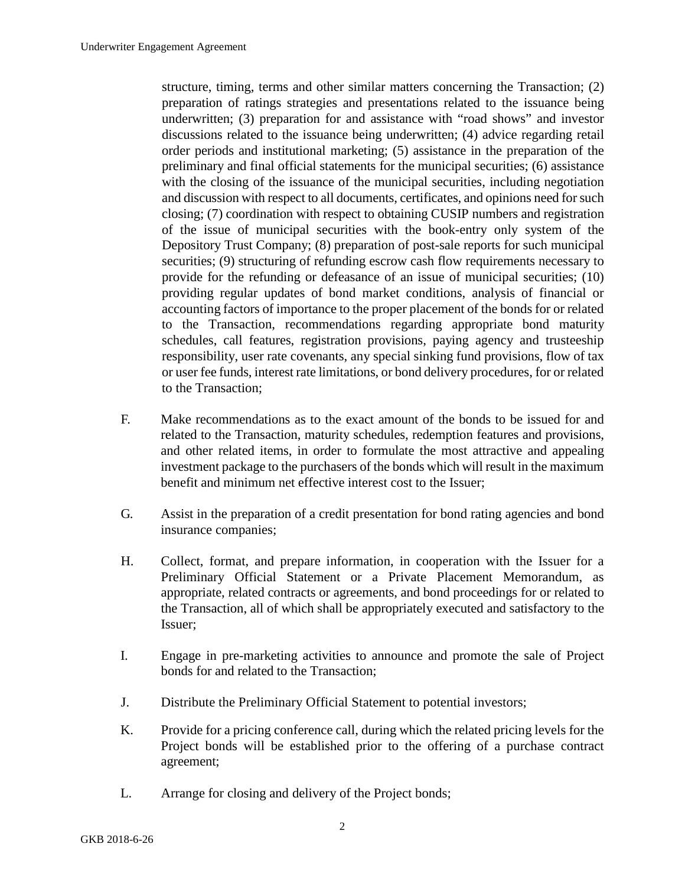structure, timing, terms and other similar matters concerning the Transaction; (2) preparation of ratings strategies and presentations related to the issuance being underwritten; (3) preparation for and assistance with "road shows" and investor discussions related to the issuance being underwritten; (4) advice regarding retail order periods and institutional marketing; (5) assistance in the preparation of the preliminary and final official statements for the municipal securities; (6) assistance with the closing of the issuance of the municipal securities, including negotiation and discussion with respect to all documents, certificates, and opinions need for such closing; (7) coordination with respect to obtaining CUSIP numbers and registration of the issue of municipal securities with the book-entry only system of the Depository Trust Company; (8) preparation of post-sale reports for such municipal securities; (9) structuring of refunding escrow cash flow requirements necessary to provide for the refunding or defeasance of an issue of municipal securities; (10) providing regular updates of bond market conditions, analysis of financial or accounting factors of importance to the proper placement of the bonds for or related to the Transaction, recommendations regarding appropriate bond maturity schedules, call features, registration provisions, paying agency and trusteeship responsibility, user rate covenants, any special sinking fund provisions, flow of tax or user fee funds, interest rate limitations, or bond delivery procedures, for or related to the Transaction;

F. Make recommendations as to the exact amount of the bonds to be issued for and related to the Transaction, maturity schedules, redemption features and provisions, and other related items, in order to formulate the most attractive and appealing investment package to the purchasers of the bonds which will result in the maximum benefit and minimum net effective interest cost to the Issuer;

G. Assist in the preparation of a credit presentation for bond rating agencies and bond insurance companies;

H. Collect, format, and prepare information, in cooperation with the Issuer for a Preliminary Official Statement or a Private Placement Memorandum, as appropriate, related contracts or agreements, and bond proceedings for or related to the Transaction, all of which shall be appropriately executed and satisfactory to the Issuer;

I. Engage in pre-marketing activities to announce and promote the sale of Project bonds for and related to the Transaction;

J. Distribute the Preliminary Official Statement to potential investors;

K. Provide for a pricing conference call, during which the related pricing levels for the Project bonds will be established prior to the offering of a purchase contract agreement;

L. Arrange for closing and delivery of the Project bonds;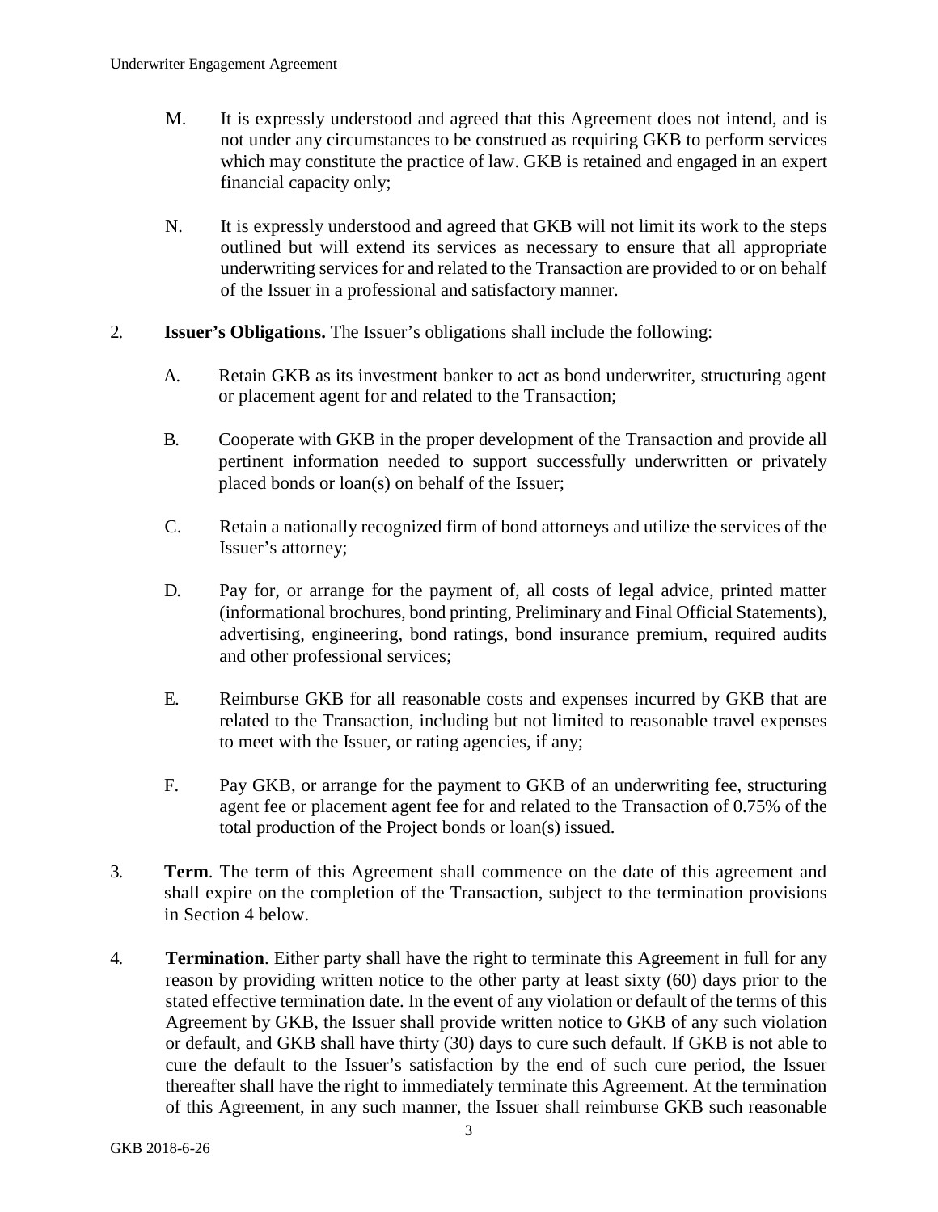M. It is expressly understood and agreed that this Agreement does not intend, and is not under any circumstances to be construed as requiring GKB to perform services which may constitute the practice of law. GKB is retained and engaged in an expert financial capacity only;

N. It is expressly understood and agreed that GKB will not limit its work to the steps outlined but will extend its services as necessary to ensure that all appropriate underwriting services for and related to the Transaction are provided to or on behalf of the Issuer in a professional and satisfactory manner.

2. **Issuer's Obligations.** The Issuer's obligations shall include the following:

A. Retain GKB as its investment banker to act as bond underwriter, structuring agent or placement agent for and related to the Transaction;

B. Cooperate with GKB in the proper development of the Transaction and provide all pertinent information needed to support successfully underwritten or privately placed bonds or loan(s) on behalf of the Issuer;

C. Retain a nationally recognized firm of bond attorneys and utilize the services of the Issuer's attorney;

D. Pay for, or arrange for the payment of, all costs of legal advice, printed matter (informational brochures, bond printing, Preliminary and Final Official Statements), advertising, engineering, bond ratings, bond insurance premium, required audits and other professional services;

E. Reimburse GKB for all reasonable costs and expenses incurred by GKB that are related to the Transaction, including but not limited to reasonable travel expenses to meet with the Issuer, or rating agencies, if any;

F. Pay GKB, or arrange for the payment to GKB of an underwriting fee, structuring agent fee or placement agent fee for and related to the Transaction of 0.75% of the total production of the Project bonds or loan(s) issued.

3. **Term**. The term of this Agreement shall commence on the date of this agreement and shall expire on the completion of the Transaction, subject to the termination provisions in Section 4 below.

4. **Termination**. Either party shall have the right to terminate this Agreement in full for any reason by providing written notice to the other party at least sixty (60) days prior to the stated effective termination date. In the event of any violation or default of the terms of this Agreement by GKB, the Issuer shall provide written notice to GKB of any such violation or default, and GKB shall have thirty (30) days to cure such default. If GKB is not able to cure the default to the Issuer's satisfaction by the end of such cure period, the Issuer thereafter shall have the right to immediately terminate this Agreement. At the termination of this Agreement, in any such manner, the Issuer shall reimburse GKB such reasonable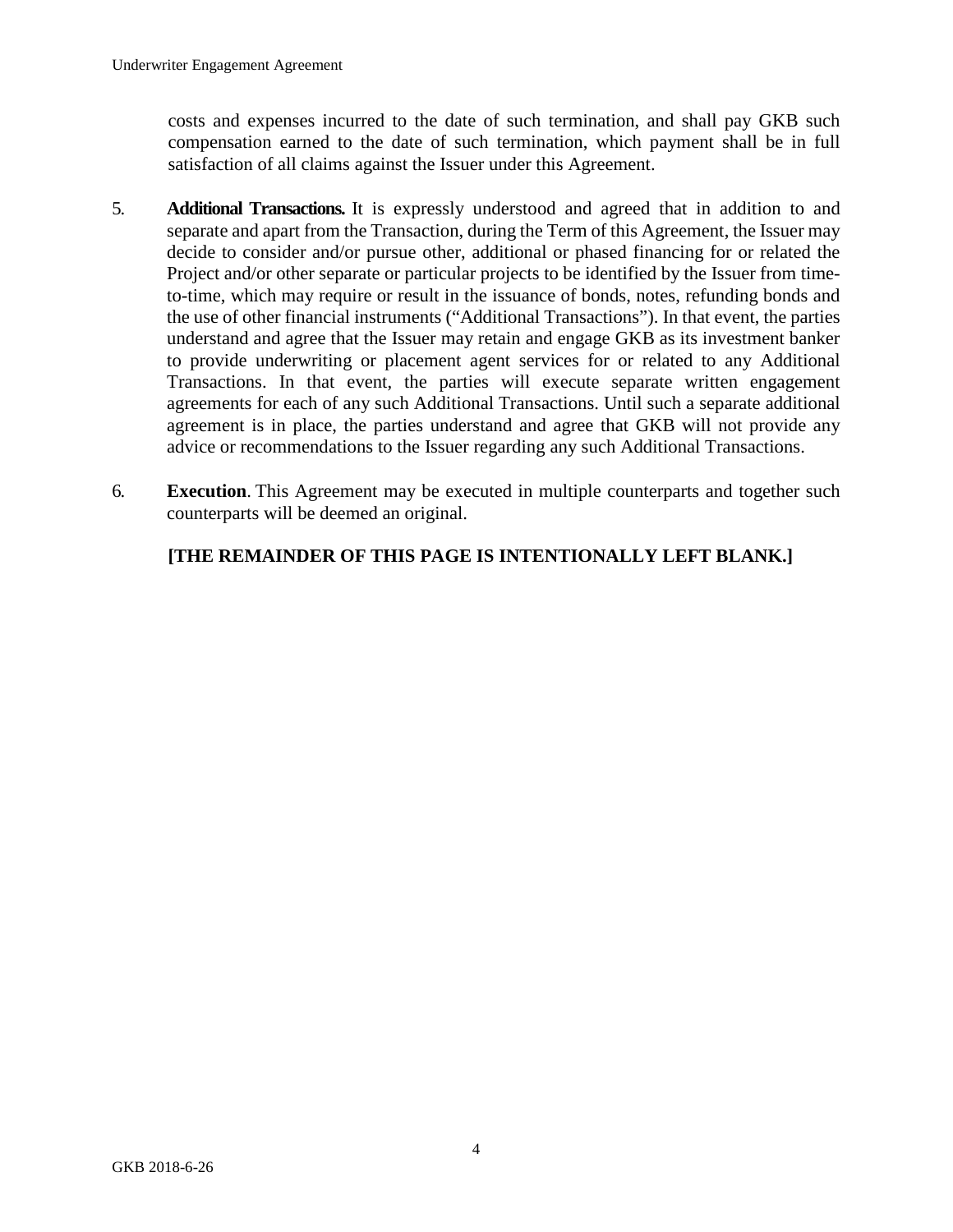costs and expenses incurred to the date of such termination, and shall pay GKB such compensation earned to the date of such termination, which payment shall be in full satisfaction of all claims against the Issuer under this Agreement.

5. **Additional Transactions.** It is expressly understood and agreed that in addition to and separate and apart from the Transaction, during the Term of this Agreement, the Issuer may decide to consider and/or pursue other, additional or phased financing for or related the Project and/or other separate or particular projects to be identified by the Issuer from time-to-time, which may require or result in the issuance of bonds, notes, refunding bonds and the use of other financial instruments ("Additional Transactions"). In that event, the parties understand and agree that the Issuer may retain and engage GKB as its investment banker to provide underwriting or placement agent services for or related to any Additional Transactions. In that event, the parties will execute separate written engagement agreements for each of any such Additional Transactions. Until such a separate additional agreement is in place, the parties understand and agree that GKB will not provide any advice or recommendations to the Issuer regarding any such Additional Transactions.

6. **Execution**. This Agreement may be executed in multiple counterparts and together such counterparts will be deemed an original.

**[THE REMAINDER OF THIS PAGE IS INTENTIONALLY LEFT BLANK.]**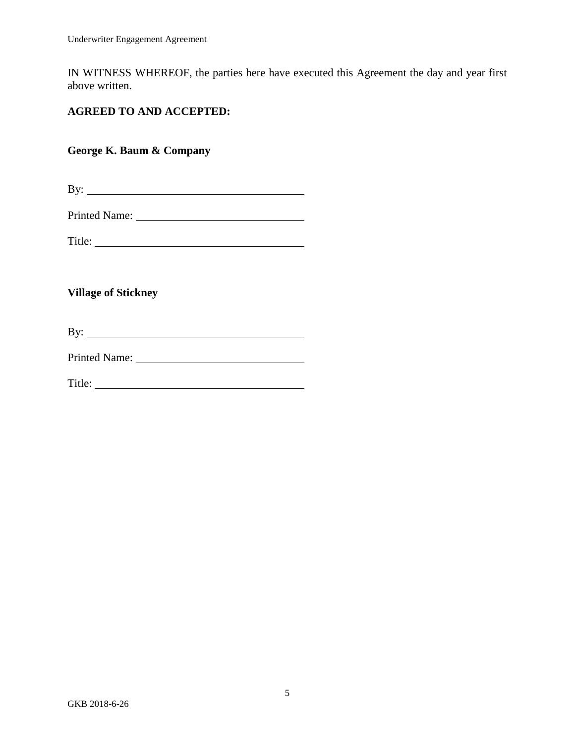IN WITNESS WHEREOF, the parties here have executed this Agreement the day and year first above written.

**AGREED TO AND ACCEPTED:**

**George K. Baum & Company**

By: ______________________________________

Printed Name: ______________________________

Title: _____________________________________

**Village of Stickney**

By: ______________________________________

Printed Name: ______________________________

Title: _____________________________________

GKB 2018-6-26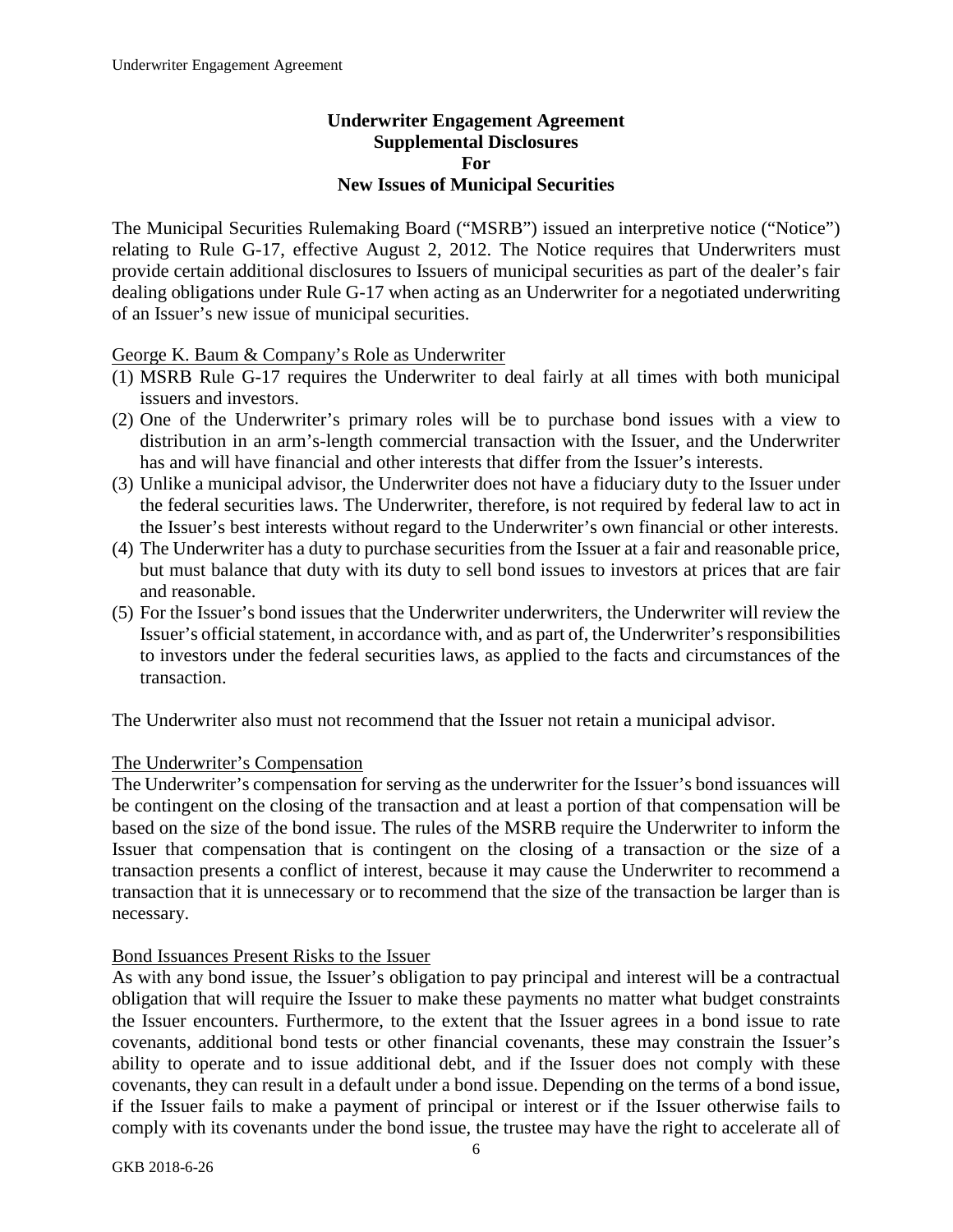**Underwriter Engagement Agreement**
**Supplemental Disclosures**
**For**
**New Issues of Municipal Securities**

The Municipal Securities Rulemaking Board ("MSRB") issued an interpretive notice ("Notice") relating to Rule G-17, effective August 2, 2012. The Notice requires that Underwriters must provide certain additional disclosures to Issuers of municipal securities as part of the dealer's fair dealing obligations under Rule G-17 when acting as an Underwriter for a negotiated underwriting of an Issuer's new issue of municipal securities.

George K. Baum & Company's Role as Underwriter

(1) MSRB Rule G-17 requires the Underwriter to deal fairly at all times with both municipal issuers and investors.
(2) One of the Underwriter's primary roles will be to purchase bond issues with a view to distribution in an arm's-length commercial transaction with the Issuer, and the Underwriter has and will have financial and other interests that differ from the Issuer's interests.
(3) Unlike a municipal advisor, the Underwriter does not have a fiduciary duty to the Issuer under the federal securities laws. The Underwriter, therefore, is not required by federal law to act in the Issuer's best interests without regard to the Underwriter's own financial or other interests.
(4) The Underwriter has a duty to purchase securities from the Issuer at a fair and reasonable price, but must balance that duty with its duty to sell bond issues to investors at prices that are fair and reasonable.
(5) For the Issuer's bond issues that the Underwriter underwriters, the Underwriter will review the Issuer's official statement, in accordance with, and as part of, the Underwriter's responsibilities to investors under the federal securities laws, as applied to the facts and circumstances of the transaction.

The Underwriter also must not recommend that the Issuer not retain a municipal advisor.

The Underwriter's Compensation

The Underwriter's compensation for serving as the underwriter for the Issuer's bond issuances will be contingent on the closing of the transaction and at least a portion of that compensation will be based on the size of the bond issue. The rules of the MSRB require the Underwriter to inform the Issuer that compensation that is contingent on the closing of a transaction or the size of a transaction presents a conflict of interest, because it may cause the Underwriter to recommend a transaction that it is unnecessary or to recommend that the size of the transaction be larger than is necessary.

Bond Issuances Present Risks to the Issuer

As with any bond issue, the Issuer's obligation to pay principal and interest will be a contractual obligation that will require the Issuer to make these payments no matter what budget constraints the Issuer encounters. Furthermore, to the extent that the Issuer agrees in a bond issue to rate covenants, additional bond tests or other financial covenants, these may constrain the Issuer's ability to operate and to issue additional debt, and if the Issuer does not comply with these covenants, they can result in a default under a bond issue. Depending on the terms of a bond issue, if the Issuer fails to make a payment of principal or interest or if the Issuer otherwise fails to comply with its covenants under the bond issue, the trustee may have the right to accelerate all of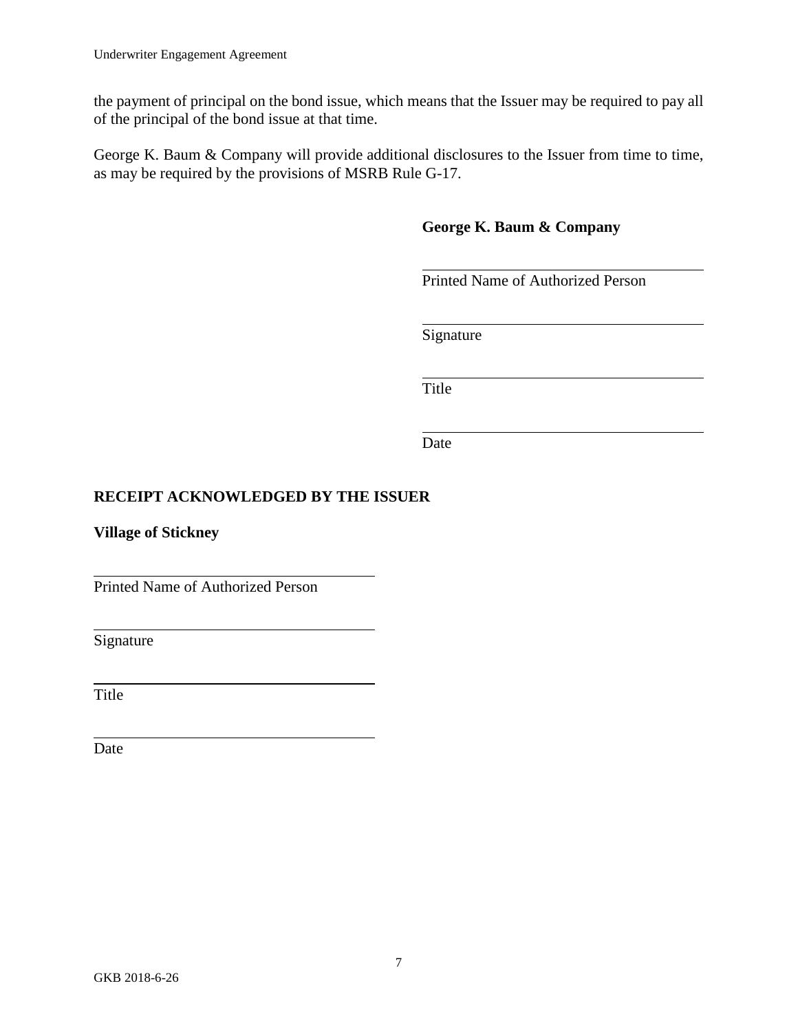the payment of principal on the bond issue, which means that the Issuer may be required to pay all of the principal of the bond issue at that time.

George K. Baum & Company will provide additional disclosures to the Issuer from time to time, as may be required by the provisions of MSRB Rule G-17.

**George K. Baum & Company**

\_\_\_\_\_\_\_\_\_\_\_\_\_\_\_\_\_\_\_\_\_\_\_\_\_\_\_\_\_\_\_\_\_\_
Printed Name of Authorized Person

\_\_\_\_\_\_\_\_\_\_\_\_\_\_\_\_\_\_\_\_\_\_\_\_\_\_\_\_\_\_\_\_\_\_
Signature

\_\_\_\_\_\_\_\_\_\_\_\_\_\_\_\_\_\_\_\_\_\_\_\_\_\_\_\_\_\_\_\_\_\_
Title

\_\_\_\_\_\_\_\_\_\_\_\_\_\_\_\_\_\_\_\_\_\_\_\_\_\_\_\_\_\_\_\_\_\_
Date

**RECEIPT ACKNOWLEDGED BY THE ISSUER**

**Village of Stickney**

\_\_\_\_\_\_\_\_\_\_\_\_\_\_\_\_\_\_\_\_\_\_\_\_\_\_\_\_\_\_\_\_\_\_
Printed Name of Authorized Person

\_\_\_\_\_\_\_\_\_\_\_\_\_\_\_\_\_\_\_\_\_\_\_\_\_\_\_\_\_\_\_\_\_\_
Signature

\_\_\_\_\_\_\_\_\_\_\_\_\_\_\_\_\_\_\_\_\_\_\_\_\_\_\_\_\_\_\_\_\_\_
Title

\_\_\_\_\_\_\_\_\_\_\_\_\_\_\_\_\_\_\_\_\_\_\_\_\_\_\_\_\_\_\_\_\_\_
Date